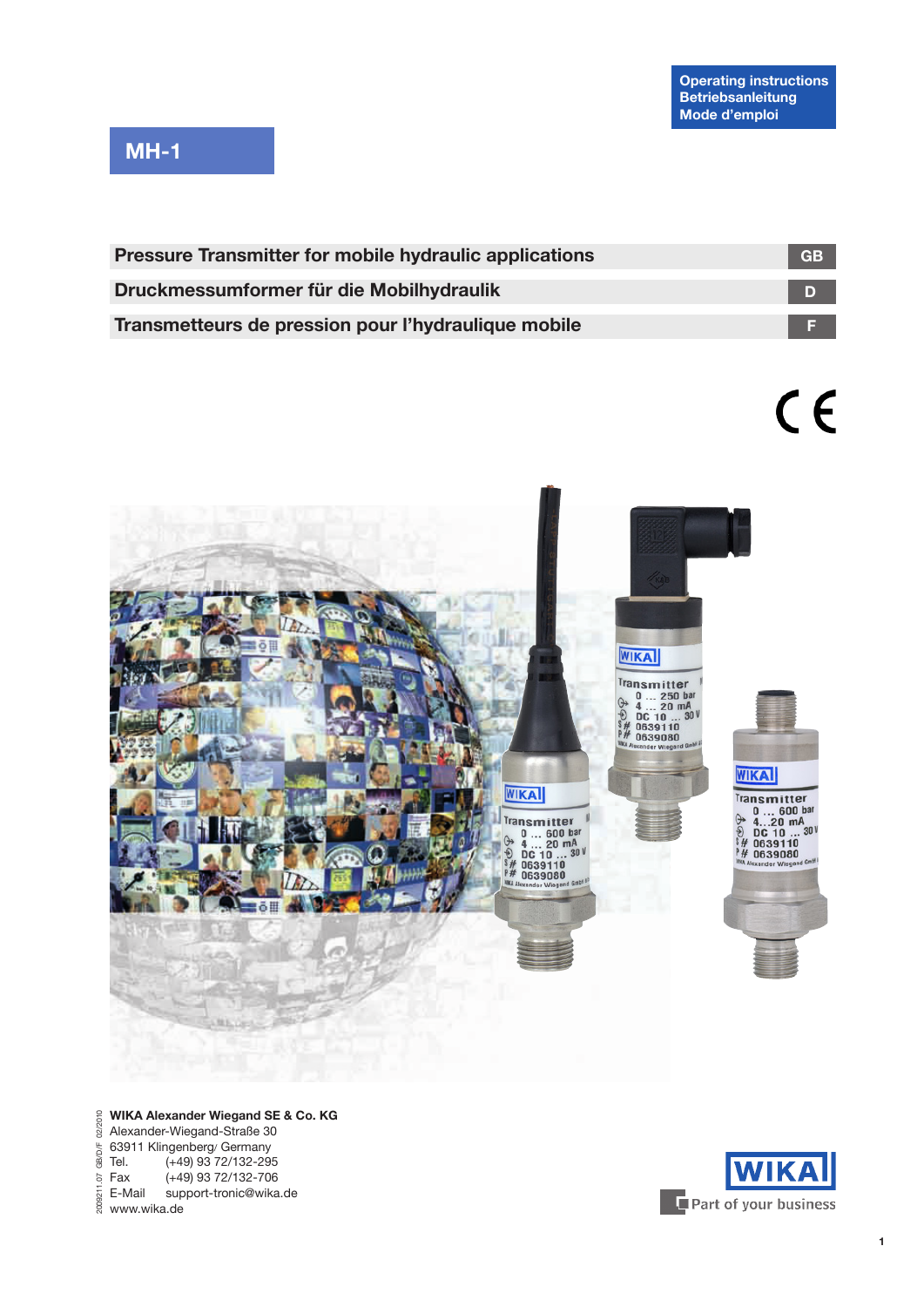Operating instructions
Betriebsanleitung
Mode d'emploi

# MH-1

| | |
|---|---|
| **Pressure Transmitter for mobile hydraulic applications** | **GB** |
| **Druckmessumformer für die Mobilhydraulik** | **D** |
| **Transmetteurs de pression pour l'hydraulique mobile** | **F** |

CE

**WIKA Alexander Wiegand SE & Co. KG**
Alexander-Wiegand-Straße 30
63911 Klingenberg/ Germany
Tel. (+49) 93 72/132-295
Fax (+49) 93 72/132-706
E-Mail support-tronic@wika.de
www.wika.de

2009211.07 GB/D/F 02/2010

WIKA
Part of your business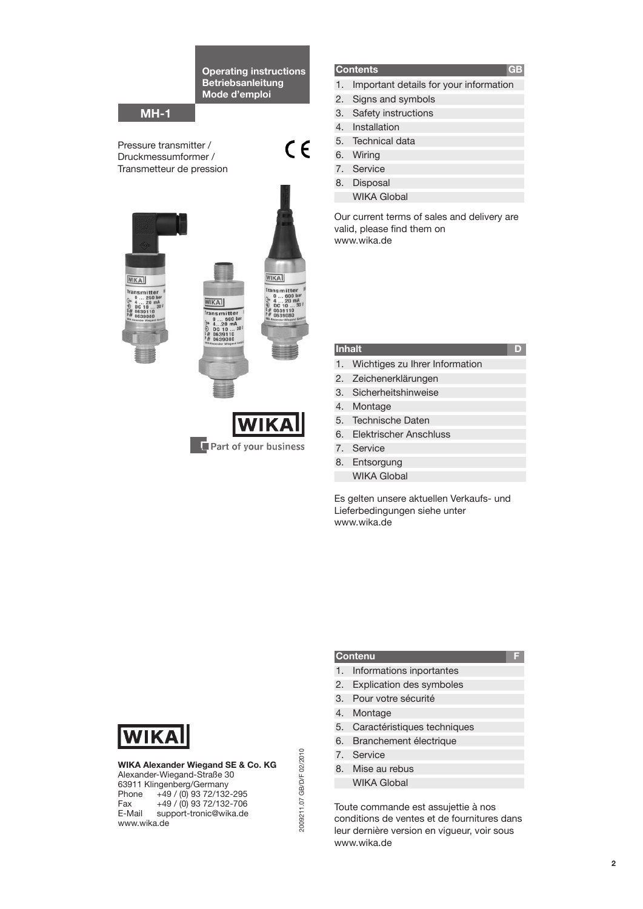**Operating instructions**
**Betriebsanleitung**
**Mode d'emploi**

## MH-1

Pressure transmitter /
Druckmessumformer /
Transmetteur de pression

CE

WIKA
Part of your business

| Contents | GB |
|---|---|
| 1. | Important details for your information |
| 2. | Signs and symbols |
| 3. | Safety instructions |
| 4. | Installation |
| 5. | Technical data |
| 6. | Wiring |
| 7. | Service |
| 8. | Disposal |
| | WIKA Global |

Our current terms of sales and delivery are valid, please find them on www.wika.de

| Inhalt | D |
|---|---|
| 1. | Wichtiges zu Ihrer Information |
| 2. | Zeichenerklärungen |
| 3. | Sicherheitshinweise |
| 4. | Montage |
| 5. | Technische Daten |
| 6. | Elektrischer Anschluss |
| 7. | Service |
| 8. | Entsorgung |
| | WIKA Global |

Es gelten unsere aktuellen Verkaufs- und Lieferbedingungen siehe unter www.wika.de

| Contenu | F |
|---|---|
| 1. | Informations importantes |
| 2. | Explication des symboles |
| 3. | Pour votre sécurité |
| 4. | Montage |
| 5. | Caractéristiques techniques |
| 6. | Branchement électrique |
| 7. | Service |
| 8. | Mise au rebus |
| | WIKA Global |

Toute commande est assujettie à nos conditions de ventes et de fournitures dans leur dernière version en vigueur, voir sous www.wika.de

WIKA

**WIKA Alexander Wiegand SE & Co. KG**
Alexander-Wiegand-Straße 30
63911 Klingenberg/Germany
Phone +49 / (0) 93 72/132-295
Fax +49 / (0) 93 72/132-706
E-Mail support-tronic@wika.de
www.wika.de

2009211.07 GB/D/F 02/2010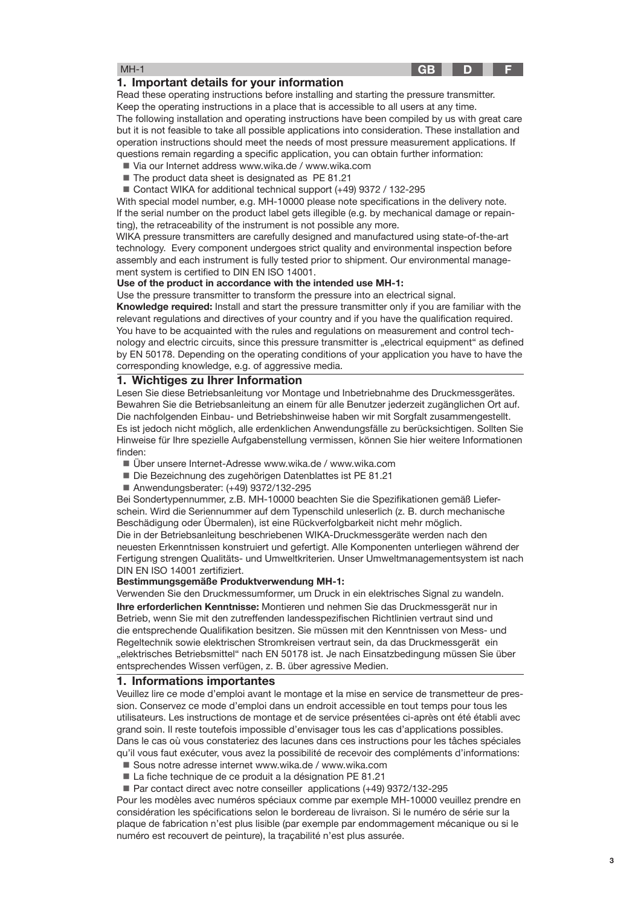## 1. Important details for your information

Read these operating instructions before installing and starting the pressure transmitter. Keep the operating instructions in a place that is accessible to all users at any time. The following installation and operating instructions have been compiled by us with great care but it is not feasible to take all possible applications into consideration. These installation and operation instructions should meet the needs of most pressure measurement applications. If questions remain regarding a specific application, you can obtain further information:

- Via our Internet address www.wika.de / www.wika.com
- The product data sheet is designated as PE 81.21
- Contact WIKA for additional technical support (+49) 9372 / 132-295

With special model number, e.g. MH-10000 please note specifications in the delivery note. If the serial number on the product label gets illegible (e.g. by mechanical damage or repainting), the retraceability of the instrument is not possible any more.

WIKA pressure transmitters are carefully designed and manufactured using state-of-the-art technology. Every component undergoes strict quality and environmental inspection before assembly and each instrument is fully tested prior to shipment. Our environmental management system is certified to DIN EN ISO 14001.

**Use of the product in accordance with the intended use MH-1:**

Use the pressure transmitter to transform the pressure into an electrical signal.

**Knowledge required:** Install and start the pressure transmitter only if you are familiar with the relevant regulations and directives of your country and if you have the qualification required. You have to be acquainted with the rules and regulations on measurement and control technology and electric circuits, since this pressure transmitter is „electrical equipment“ as defined by EN 50178. Depending on the operating conditions of your application you have to have the corresponding knowledge, e.g. of aggressive media.

## 1. Wichtiges zu Ihrer Information

Lesen Sie diese Betriebsanleitung vor Montage und Inbetriebnahme des Druckmessgerätes. Bewahren Sie die Betriebsanleitung an einem für alle Benutzer jederzeit zugänglichen Ort auf. Die nachfolgenden Einbau- und Betriebshinweise haben wir mit Sorgfalt zusammengestellt. Es ist jedoch nicht möglich, alle erdenklichen Anwendungsfälle zu berücksichtigen. Sollten Sie Hinweise für Ihre spezielle Aufgabenstellung vermissen, können Sie hier weitere Informationen finden:

- Über unsere Internet-Adresse www.wika.de / www.wika.com
- Die Bezeichnung des zugehörigen Datenblattes ist PE 81.21
- Anwendungsberater: (+49) 9372/132-295

Bei Sondertypennummer, z.B. MH-10000 beachten Sie die Spezifikationen gemäß Lieferschein. Wird die Seriennummer auf dem Typenschild unleserlich (z. B. durch mechanische Beschädigung oder Übermalen), ist eine Rückverfolgbarkeit nicht mehr möglich.

Die in der Betriebsanleitung beschriebenen WIKA-Druckmessgeräte werden nach den neuesten Erkenntnissen konstruiert und gefertigt. Alle Komponenten unterliegen während der Fertigung strengen Qualitäts- und Umweltkriterien. Unser Umweltmanagementsystem ist nach DIN EN ISO 14001 zertifiziert.

**Bestimmungsgemäße Produktverwendung MH-1:**

Verwenden Sie den Druckmessumformer, um Druck in ein elektrisches Signal zu wandeln.

**Ihre erforderlichen Kenntnisse:** Montieren und nehmen Sie das Druckmessgerät nur in Betrieb, wenn Sie mit den zutreffenden landesspezifischen Richtlinien vertraut sind und die entsprechende Qualifikation besitzen. Sie müssen mit den Kenntnissen von Mess- und Regeltechnik sowie elektrischen Stromkreisen vertraut sein, da das Druckmessgerät ein „elektrisches Betriebsmittel“ nach EN 50178 ist. Je nach Einsatzbedingung müssen Sie über entsprechendes Wissen verfügen, z. B. über agressive Medien.

## 1. Informations importantes

Veuillez lire ce mode d'emploi avant le montage et la mise en service de transmetteur de pression. Conservez ce mode d'emploi dans un endroit accessible en tout temps pour tous les utilisateurs. Les instructions de montage et de service présentées ci-après ont été établi avec grand soin. Il reste toutefois impossible d'envisager tous les cas d'applications possibles. Dans le cas où vous constateriez des lacunes dans ces instructions pour les tâches spéciales qu'il vous faut exécuter, vous avez la possibilité de recevoir des compléments d'informations:

- Sous notre adresse internet www.wika.de / www.wika.com
- La fiche technique de ce produit a la désignation PE 81.21
- Par contact direct avec notre conseiller applications (+49) 9372/132-295

Pour les modèles avec numéros spéciaux comme par exemple MH-10000 veuillez prendre en considération les spécifications selon le bordereau de livraison. Si le numéro de série sur la plaque de fabrication n'est plus lisible (par exemple par endommagement mécanique ou si le numéro est recouvert de peinture), la traçabilité n'est plus assurée.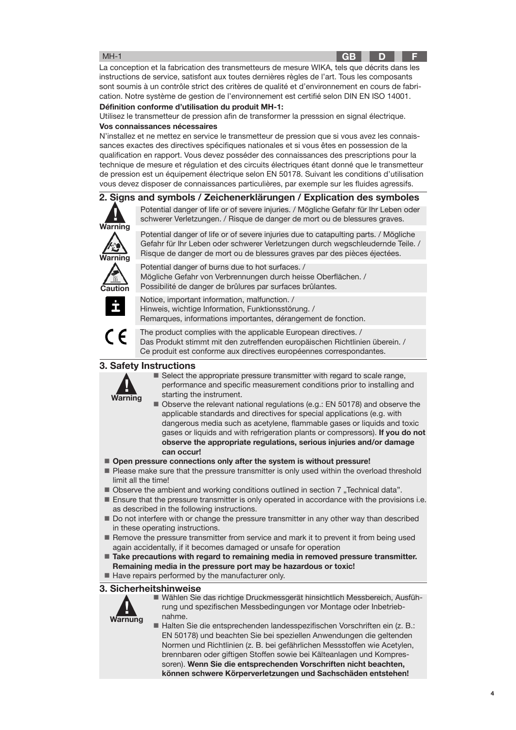La conception et la fabrication des transmetteurs de mesure WIKA, tels que décrits dans les instructions de service, satisfont aux toutes dernières règles de l'art. Tous les composants sont soumis à un contrôle strict des critères de qualité et d'environnement en cours de fabrication. Notre système de gestion de l'environnement est certifié selon DIN EN ISO 14001.

**Définition conforme d'utilisation du produit MH-1:**

Utilisez le transmetteur de pression afin de transformer la presssion en signal électrique.

**Vos connaissances nécessaires**

N'installez et ne mettez en service le transmetteur de pression que si vous avez les connaissances exactes des directives spécifiques nationales et si vous êtes en possession de la qualification en rapport. Vous devez posséder des connaissances des prescriptions pour la technique de mesure et régulation et des circuits électriques étant donné que le transmetteur de pression est un équipement électrique selon EN 50178. Suivant les conditions d'utilisation vous devez disposer de connaissances particulières, par exemple sur les fluides agressifs.

## 2. Signs and symbols / Zeichenerklärungen / Explication des symboles

**Warning** — Potential danger of life or of severe injuries. / Mögliche Gefahr für Ihr Leben oder schwerer Verletzungen. / Risque de danger de mort ou de blessures graves.

**Warning** — Potential danger of life or of severe injuries due to catapulting parts. / Mögliche Gefahr für Ihr Leben oder schwerer Verletzungen durch wegschleudernde Teile. / Risque de danger de mort ou de blessures graves par des pièces éjectées.

**Caution** — Potential danger of burns due to hot surfaces. / Mögliche Gefahr von Verbrennungen durch heisse Oberflächen. / Possibilité de danger de brûlures par surfaces brûlantes.

**i** — Notice, important information, malfunction. / Hinweis, wichtige Information, Funktionsstörung. / Remarques, informations importantes, dérangement de fonction.

**CE** — The product complies with the applicable European directives. / Das Produkt stimmt mit den zutreffenden europäischen Richtlinien überein. / Ce produit est conforme aux directives européennes correspondantes.

## 3. Safety Instructions

**Warning**

- Select the appropriate pressure transmitter with regard to scale range, performance and specific measurement conditions prior to installing and starting the instrument.
- Observe the relevant national regulations (e.g.: EN 50178) and observe the applicable standards and directives for special applications (e.g. with dangerous media such as acetylene, flammable gases or liquids and toxic gases or liquids and with refrigeration plants or compressors). **If you do not observe the appropriate regulations, serious injuries and/or damage can occur!**
- **Open pressure connections only after the system is without pressure!**
- Please make sure that the pressure transmitter is only used within the overload threshold limit all the time!
- Observe the ambient and working conditions outlined in section 7 „Technical data".
- Ensure that the pressure transmitter is only operated in accordance with the provisions i.e. as described in the following instructions.
- Do not interfere with or change the pressure transmitter in any other way than described in these operating instructions.
- Remove the pressure transmitter from service and mark it to prevent it from being used again accidentally, if it becomes damaged or unsafe for operation
- **Take precautions with regard to remaining media in removed pressure transmitter. Remaining media in the pressure port may be hazardous or toxic!**
- Have repairs performed by the manufacturer only.

## 3. Sicherheitshinweise

**Warnung**

- Wählen Sie das richtige Druckmessgerät hinsichtlich Messbereich, Ausführung und spezifischen Messbedingungen vor Montage oder Inbetriebnahme.
- Halten Sie die entsprechenden landesspezifischen Vorschriften ein (z. B.: EN 50178) und beachten Sie bei speziellen Anwendungen die geltenden Normen und Richtlinien (z. B. bei gefährlichen Messstoffen wie Acetylen, brennbaren oder giftigen Stoffen sowie bei Kälteanlagen und Kompressoren). **Wenn Sie die entsprechenden Vorschriften nicht beachten, können schwere Körperverletzungen und Sachschäden entstehen!**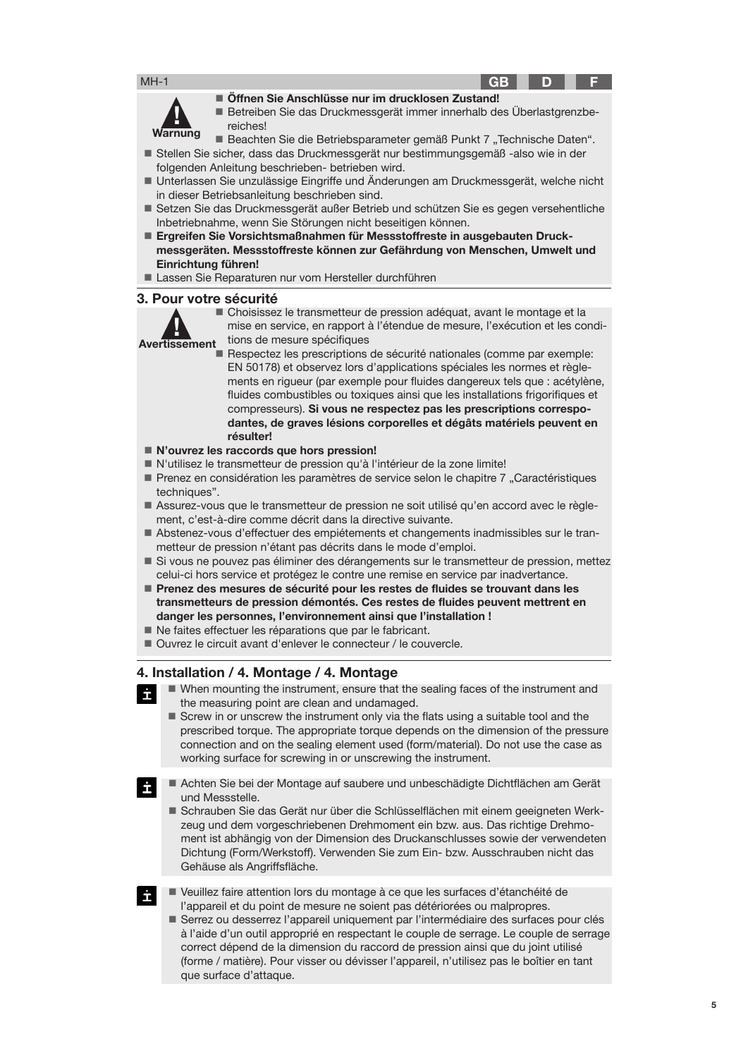**Warnung**

- **Öffnen Sie Anschlüsse nur im drucklosen Zustand!**
- Betreiben Sie das Druckmessgerät immer innerhalb des Überlastgrenzbereiches!
- Beachten Sie die Betriebsparameter gemäß Punkt 7 „Technische Daten".
- Stellen Sie sicher, dass das Druckmessgerät nur bestimmungsgemäß -also wie in der folgenden Anleitung beschrieben- betrieben wird.
- Unterlassen Sie unzulässige Eingriffe und Änderungen am Druckmessgerät, welche nicht in dieser Betriebsanleitung beschrieben sind.
- Setzen Sie das Druckmessgerät außer Betrieb und schützen Sie es gegen versehentliche Inbetriebnahme, wenn Sie Störungen nicht beseitigen können.
- **Ergreifen Sie Vorsichtsmaßnahmen für Messstoffreste in ausgebauten Druckmessgeräten. Messstoffreste können zur Gefährdung von Menschen, Umwelt und Einrichtung führen!**
- Lassen Sie Reparaturen nur vom Hersteller durchführen

## 3. Pour votre sécurité

**Avertissement**

- Choisissez le transmetteur de pression adéquat, avant le montage et la mise en service, en rapport à l'étendue de mesure, l'exécution et les conditions de mesure spécifiques
- Respectez les prescriptions de sécurité nationales (comme par exemple: EN 50178) et observez lors d'applications spéciales les normes et règlements en rigueur (par exemple pour fluides dangereux tels que : acétylène, fluides combustibles ou toxiques ainsi que les installations frigorifiques et compresseurs). **Si vous ne respectez pas les prescriptions correspodantes, de graves lésions corporelles et dégâts matériels peuvent en résulter!**
- **N'ouvrez les raccords que hors pression!**
- N'utilisez le transmetteur de pression qu'à l'intérieur de la zone limite!
- Prenez en considération les paramètres de service selon le chapitre 7 „Caractéristiques techniques".
- Assurez-vous que le transmetteur de pression ne soit utilisé qu'en accord avec le règlement, c'est-à-dire comme décrit dans la directive suivante.
- Abstenez-vous d'effectuer des empiétements et changements inadmissibles sur le tranmetteur de pression n'étant pas décrits dans le mode d'emploi.
- Si vous ne pouvez pas éliminer des dérangements sur le transmetteur de pression, mettez celui-ci hors service et protégez le contre une remise en service par inadvertance.
- **Prenez des mesures de sécurité pour les restes de fluides se trouvant dans les transmetteurs de pression démontés. Ces restes de fluides peuvent mettrent en danger les personnes, l'environnement ainsi que l'installation !**
- Ne faites effectuer les réparations que par le fabricant.
- Ouvrez le circuit avant d'enlever le connecteur / le couvercle.

## 4. Installation / 4. Montage / 4. Montage

- When mounting the instrument, ensure that the sealing faces of the instrument and the measuring point are clean and undamaged.
- Screw in or unscrew the instrument only via the flats using a suitable tool and the prescribed torque. The appropriate torque depends on the dimension of the pressure connection and on the sealing element used (form/material). Do not use the case as working surface for screwing in or unscrewing the instrument.

- Achten Sie bei der Montage auf saubere und unbeschädigte Dichtflächen am Gerät und Messstelle.
- Schrauben Sie das Gerät nur über die Schlüsselflächen mit einem geeigneten Werkzeug und dem vorgeschriebenen Drehmoment ein bzw. aus. Das richtige Drehmoment ist abhängig von der Dimension des Druckanschlusses sowie der verwendeten Dichtung (Form/Werkstoff). Verwenden Sie zum Ein- bzw. Ausschrauben nicht das Gehäuse als Angriffsfläche.

- Veuillez faire attention lors du montage à ce que les surfaces d'étanchéité de l'appareil et du point de mesure ne soient pas détériorées ou malpropres.
- Serrez ou desserrez l'appareil uniquement par l'intermédiaire des surfaces pour clés à l'aide d'un outil approprié en respectant le couple de serrage. Le couple de serrage correct dépend de la dimension du raccord de pression ainsi que du joint utilisé (forme / matière). Pour visser ou dévisser l'appareil, n'utilisez pas le boîtier en tant que surface d'attaque.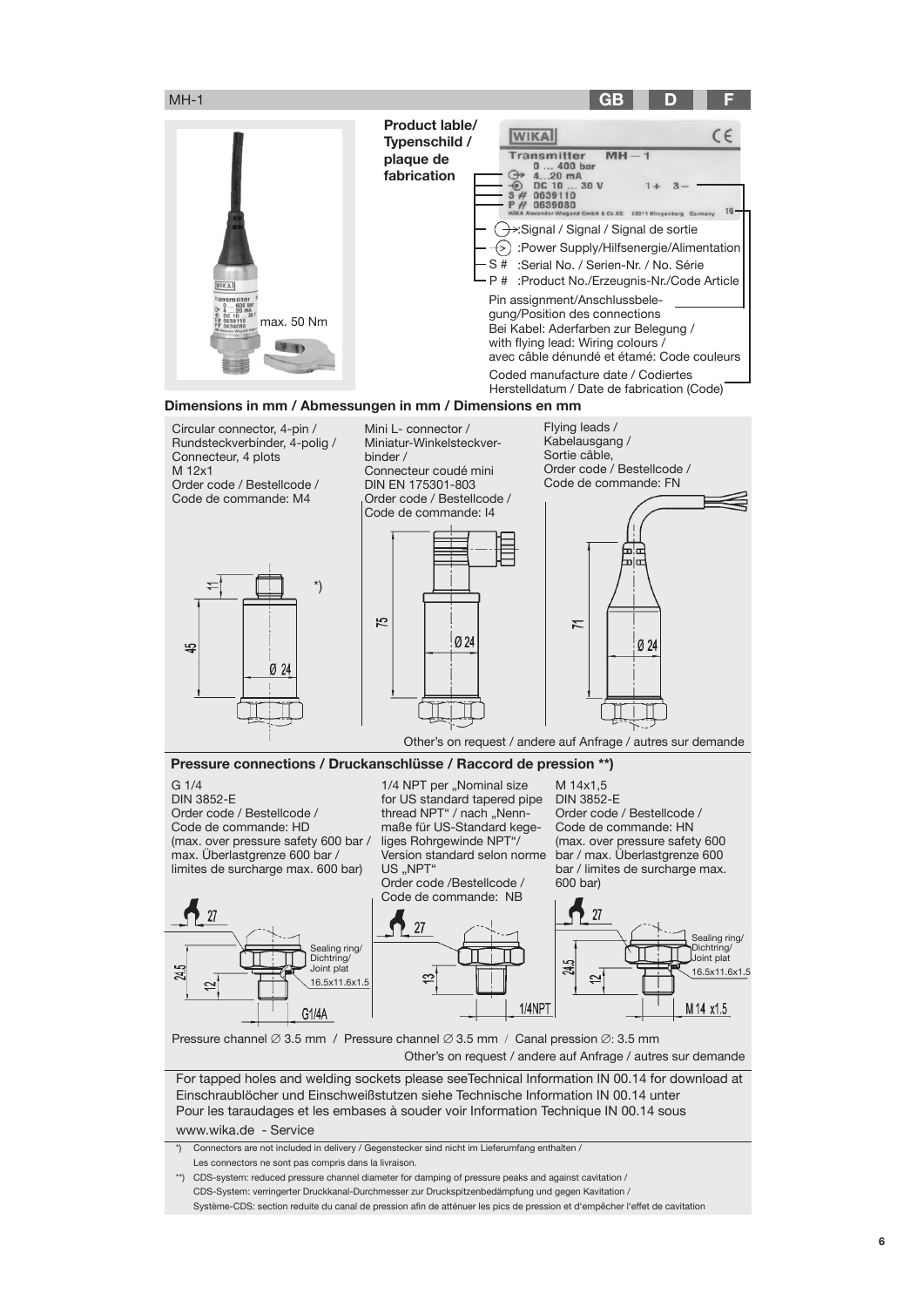## Product lable/ Typenschild / plaque de fabrication

WIKA CE
Transmitter MH – 1
0 ... 400 bar
4...20 mA
DC 10 ... 30 V 1+ 3–
S # 0639110
P # 0639080
WIKA Alexander Wiegand GmbH & Co.KG 63911 Klingenberg Germany 10

- :Signal / Signal / Signal de sortie
- :Power Supply/Hilfsenergie/Alimentation
- S # :Serial No. / Serien-Nr. / No. Série
- P # :Product No./Erzeugnis-Nr./Code Article

Pin assignment/Anschlussbelegung/Position des connections
Bei Kabel: Aderfarben zur Belegung / with flying lead: Wiring colours / avec câble dénundé et étamé: Code couleurs

Coded manufacture date / Codiertes Herstelldatum / Date de fabrication (Code)

max. 50 Nm

## Dimensions in mm / Abmessungen in mm / Dimensions en mm

**Circular connector, 4-pin / Rundsteckverbinder, 4-polig / Connecteur, 4 plots**
M 12x1
Order code / Bestellcode / Code de commande: M4

11, 45, Ø 24, *)

**Mini L- connector / Miniatur-Winkelsteckverbinder / Connecteur coudé mini**
DIN EN 175301-803
Order code / Bestellcode / Code de commande: I4

75, Ø 24

**Flying leads / Kabelausgang / Sortie câble,**
Order code / Bestellcode / Code de commande: FN

71, Ø 24

Other's on request / andere auf Anfrage / autres sur demande

## Pressure connections / Druckanschlüsse / Raccord de pression **)

**G 1/4**
DIN 3852-E
Order code / Bestellcode / Code de commande: HD
(max. over pressure safety 600 bar / max. Überlastgrenze 600 bar / limites de surcharge max. 600 bar)

27, 24.5, 12, Sealing ring/ Dichtring/ Joint plat 16.5x11.6x1.5, G1/4A

**1/4 NPT per „Nominal size for US standard tapered pipe thread NPT" / nach „Nennmaße für US-Standard kegeliges Rohrgewinde NPT"/ Version standard selon norme US „NPT"**
Order code /Bestellcode / Code de commande: NB

27, 13, 1/4NPT

**M 14x1,5**
DIN 3852-E
Order code / Bestellcode / Code de commande: HN
(max. over pressure safety 600 bar / max. Überlastgrenze 600 bar / limites de surcharge max. 600 bar)

27, 24.5, 12, Sealing ring/ Dichtring/ Joint plat 16.5x11.6x1.5, M 14 x1.5

Pressure channel ∅ 3.5 mm / Pressure channel ∅ 3.5 mm / Canal pression ∅: 3.5 mm

Other's on request / andere auf Anfrage / autres sur demande

For tapped holes and welding sockets please seeTechnical Information IN 00.14 for download at
Einschraublöcher und Einschweißstutzen siehe Technische Information IN 00.14 unter
Pour les taraudages et les embases à souder voir Information Technique IN 00.14 sous
www.wika.de - Service

*) Connectors are not included in delivery / Gegenstecker sind nicht im Lieferumfang enthalten / Les connectors ne sont pas compris dans la livraison.

**) CDS-system: reduced pressure channel diameter for damping of pressure peaks and against cavitation / CDS-System: verringerter Druckkanal-Durchmesser zur Druckspitzenbedämpfung und gegen Kavitation / Système-CDS: section reduite du canal de pression afin de atténuer les pics de pression et d'empêcher l'effet de cavitation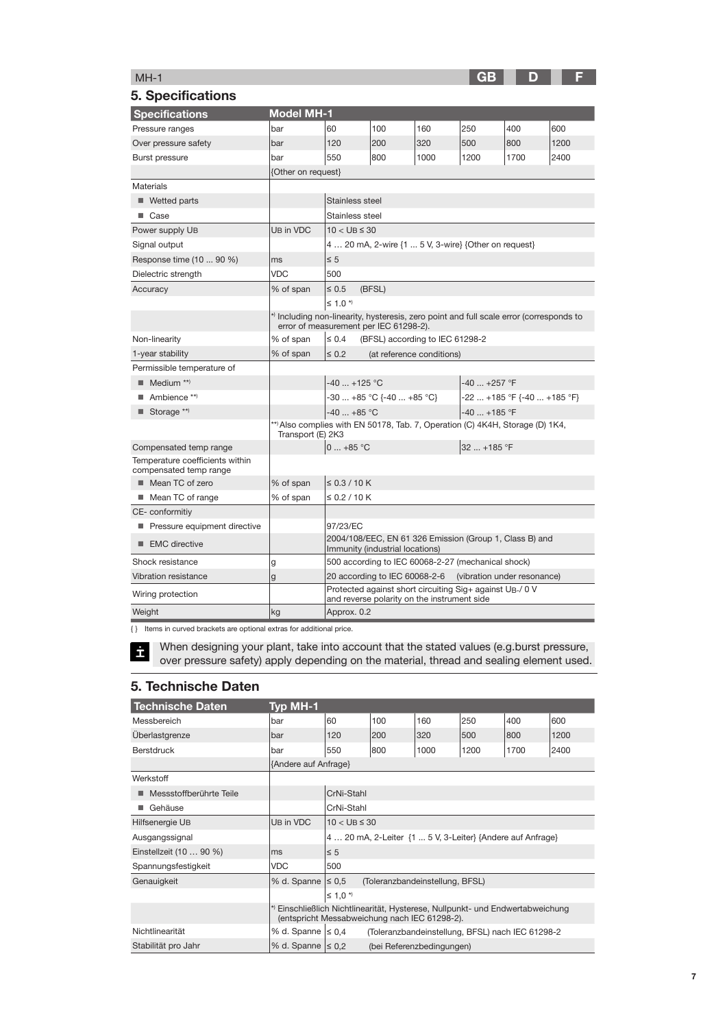## 5. Specifications

| Specifications | Model MH-1 | | | | | | |
|---|---|---|---|---|---|---|---|
| Pressure ranges | bar | 60 | 100 | 160 | 250 | 400 | 600 |
| Over pressure safety | bar | 120 | 200 | 320 | 500 | 800 | 1200 |
| Burst pressure | bar | 550 | 800 | 1000 | 1200 | 1700 | 2400 |
| | {Other on request} | | | | | | |
| Materials | | | | | | | |
| ■ Wetted parts | | Stainless steel | | | | | |
| ■ Case | | Stainless steel | | | | | |
| Power supply $U_B$ | $U_B$ in VDC | $10 < U_B \leq 30$ | | | | | |
| Signal output | | 4 … 20 mA, 2-wire {1 ... 5 V, 3-wire} {Other on request} | | | | | |
| Response time (10 ... 90 %) | ms | ≤ 5 | | | | | |
| Dielectric strength | VDC | 500 | | | | | |
| Accuracy | % of span | ≤ 0.5 (BFSL) | | | | | |
| | | ≤ 1.0 *) | | | | | |
| | *) Including non-linearity, hysteresis, zero point and full scale error (corresponds to error of measurement per IEC 61298-2). | | | | | | |
| Non-linearity | % of span | ≤ 0.4 (BFSL) according to IEC 61298-2 | | | | | |
| 1-year stability | % of span | ≤ 0.2 (at reference conditions) | | | | | |
| Permissible temperature of | | | | | | | |
| ■ Medium **) | | -40 ... +125 °C | | | -40 ... +257 °F | | |
| ■ Ambience **) | | -30 ... +85 °C {-40 ... +85 °C} | | | -22 ... +185 °F {-40 ... +185 °F} | | |
| ■ Storage **) | | -40 ... +85 °C | | | -40 ... +185 °F | | |
| | **) Also complies with EN 50178, Tab. 7, Operation (C) 4K4H, Storage (D) 1K4, Transport (E) 2K3 | | | | | | |
| Compensated temp range | | 0 ... +85 °C | | | 32 ... +185 °F | | |
| Temperature coefficients within compensated temp range | | | | | | | |
| ■ Mean TC of zero | % of span | ≤ 0.3 / 10 K | | | | | |
| ■ Mean TC of range | % of span | ≤ 0.2 / 10 K | | | | | |
| CE- conformitiy | | | | | | | |
| ■ Pressure equipment directive | | 97/23/EC | | | | | |
| ■ EMC directive | | 2004/108/EEC, EN 61 326 Emission (Group 1, Class B) and Immunity (industrial locations) | | | | | |
| Shock resistance | g | 500 according to IEC 60068-2-27 (mechanical shock) | | | | | |
| Vibration resistance | g | 20 according to IEC 60068-2-6 (vibration under resonance) | | | | | |
| Wiring protection | | Protected against short circuiting Sig+ against $U_B$-/ 0 V and reverse polarity on the instrument side | | | | | |
| Weight | kg | Approx. 0.2 | | | | | |

{ } Items in curved brackets are optional extras for additional price.

When designing your plant, take into account that the stated values (e.g.burst pressure, over pressure safety) apply depending on the material, thread and sealing element used.

## 5. Technische Daten

| Technische Daten | Typ MH-1 | | | | | | |
|---|---|---|---|---|---|---|---|
| Messbereich | bar | 60 | 100 | 160 | 250 | 400 | 600 |
| Überlastgrenze | bar | 120 | 200 | 320 | 500 | 800 | 1200 |
| Berstdruck | bar | 550 | 800 | 1000 | 1200 | 1700 | 2400 |
| | {Andere auf Anfrage} | | | | | | |
| Werkstoff | | | | | | | |
| ■ Messstoffberührte Teile | | CrNi-Stahl | | | | | |
| ■ Gehäuse | | CrNi-Stahl | | | | | |
| Hilfsenergie $U_B$ | $U_B$ in VDC | $10 < U_B \leq 30$ | | | | | |
| Ausgangssignal | | 4 … 20 mA, 2-Leiter {1 ... 5 V, 3-Leiter} {Andere auf Anfrage} | | | | | |
| Einstellzeit (10 … 90 %) | ms | ≤ 5 | | | | | |
| Spannungsfestigkeit | VDC | 500 | | | | | |
| Genauigkeit | % d. Spanne | ≤ 0,5 (Toleranzbandeinstellung, BFSL) | | | | | |
| | | ≤ 1,0 *) | | | | | |
| | *) Einschließlich Nichtlinearität, Hysterese, Nullpunkt- und Endwertabweichung (entspricht Messabweichung nach IEC 61298-2). | | | | | | |
| Nichtlinearität | % d. Spanne | ≤ 0,4 (Toleranzbandeinstellung, BFSL) nach IEC 61298-2 | | | | | |
| Stabilität pro Jahr | % d. Spanne | ≤ 0,2 (bei Referenzbedingungen) | | | | | |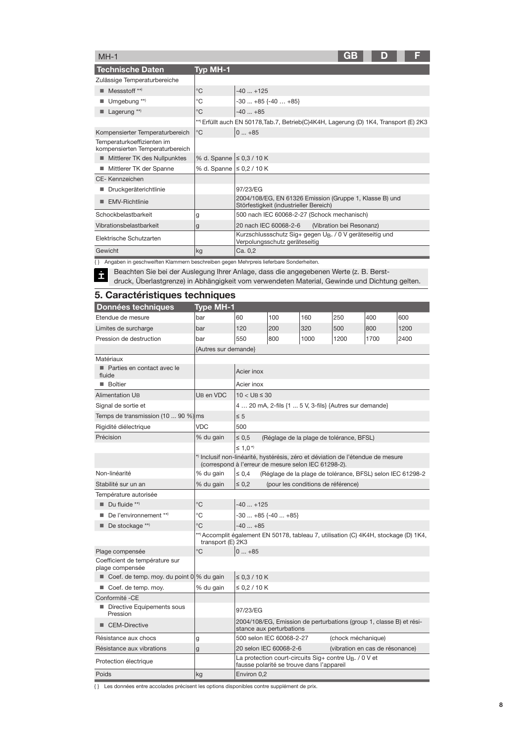| Technische Daten | Typ MH-1 | |
|---|---|---|
| Zulässige Temperaturbereiche | | |
| ■ Messstoff **) | °C | -40 ... +125 |
| ■ Umgebung **) | °C | -30 ... +85 {-40 … +85} |
| ■ Lagerung **) | °C | -40 ... +85 |
| | **) Erfüllt auch EN 50178,Tab.7, Betrieb(C)4K4H, Lagerung (D) 1K4, Transport (E) 2K3 | |
| Kompensierter Temperaturbereich | °C | 0 ... +85 |
| Temperaturkoeffizienten im kompensierten Temperaturbereich | | |
| ■ Mittlerer TK des Nullpunktes | % d. Spanne | ≤ 0,3 / 10 K |
| ■ Mittlerer TK der Spanne | % d. Spanne | ≤ 0,2 / 10 K |
| CE- Kennzeichen | | |
| ■ Druckgeräterichtlinie | | 97/23/EG |
| ■ EMV-Richtlinie | | 2004/108/EG, EN 61326 Emission (Gruppe 1, Klasse B) und Störfestigkeit (industrieller Bereich) |
| Schockbelastbarkeit | g | 500 nach IEC 60068-2-27 (Schock mechanisch) |
| Vibrationsbelastbarkeit | g | 20 nach IEC 60068-2-6 (Vibration bei Resonanz) |
| Elektrische Schutzarten | | Kurzschlussschutz Sig+ gegen $U_{B-}$ / 0 V geräteseitig und Verpolungsschutz geräteseitig |
| Gewicht | kg | Ca. 0,2 |

{ } Angaben in geschweiften Klammern beschreiben gegen Mehrpreis lieferbare Sonderheiten.

Beachten Sie bei der Auslegung Ihrer Anlage, dass die angegebenen Werte (z. B. Berstdruck, Überlastgrenze) in Abhängigkeit vom verwendeten Material, Gewinde und Dichtung gelten.

## 5. Caractéristiques techniques

| Données techniques | Type MH-1 | | | | | | |
|---|---|---|---|---|---|---|---|
| Etendue de mesure | bar | 60 | 100 | 160 | 250 | 400 | 600 |
| Limites de surcharge | bar | 120 | 200 | 320 | 500 | 800 | 1200 |
| Pression de destruction | bar | 550 | 800 | 1000 | 1200 | 1700 | 2400 |
| | {Autres sur demande} | | | | | | |
| Matériaux | | | | | | | |
| ■ Parties en contact avec le fluide | | Acier inox | | | | | |
| ■ Boîtier | | Acier inox | | | | | |
| Alimentation $U_B$ | $U_B$ en VDC | $10 < U_B \leq 30$ | | | | | |
| Signal de sortie et | | 4 … 20 mA, 2-fils {1 ... 5 V, 3-fils} {Autres sur demande} | | | | | |
| Temps de transmission (10 ... 90 %) | ms | ≤ 5 | | | | | |
| Rigidité diélectrique | VDC | 500 | | | | | |
| Précision | % du gain | ≤ 0,5 (Réglage de la plage de tolérance, BFSL) | | | | | |
| | | ≤ 1,0 *) | | | | | |
| | *) Inclusif non-linéarité, hystérésis, zéro et déviation de l'étendue de mesure (correspond à l'erreur de mesure selon IEC 61298-2). | | | | | | |
| Non-linéarité | % du gain | ≤ 0,4 (Réglage de la plage de tolérance, BFSL) selon IEC 61298-2 | | | | | |
| Stabilité sur un an | % du gain | ≤ 0,2 (pour les conditions de référence) | | | | | |
| Température autorisée | | | | | | | |
| ■ Du fluide **) | °C | -40 ... +125 | | | | | |
| ■ De l'environnement **) | °C | -30 ... +85 {-40 ... +85} | | | | | |
| ■ De stockage **) | °C | -40 ... +85 | | | | | |
| | **) Accomplit également EN 50178, tableau 7, utilisation (C) 4K4H, stockage (D) 1K4, transport (E) 2K3 | | | | | | |
| Plage compensée | °C | 0 ... +85 | | | | | |
| Coefficient de température sur plage compensée | | | | | | | |
| ■ Coef. de temp. moy. du point 0 | % du gain | ≤ 0,3 / 10 K | | | | | |
| ■ Coef. de temp. moy. | % du gain | ≤ 0,2 / 10 K | | | | | |
| Conformité -CE | | | | | | | |
| ■ Directive Equipements sous Pression | | 97/23/EG | | | | | |
| ■ CEM-Directive | | 2004/108/EG, Emission de perturbations (group 1, classe B) et résistance aux perturbations | | | | | |
| Résistance aux chocs | g | 500 selon IEC 60068-2-27 (chock méchanique) | | | | | |
| Résistance aux vibrations | g | 20 selon IEC 60068-2-6 (vibration en cas de résonance) | | | | | |
| Protection électrique | | La protection court-circuits Sig+ contre $U_{B-}$ / 0 V et fausse polarité se trouve dans l'appareil | | | | | |
| Poids | kg | Environ 0,2 | | | | | |

{ } Les données entre accolades précisent les options disponibles contre supplément de prix.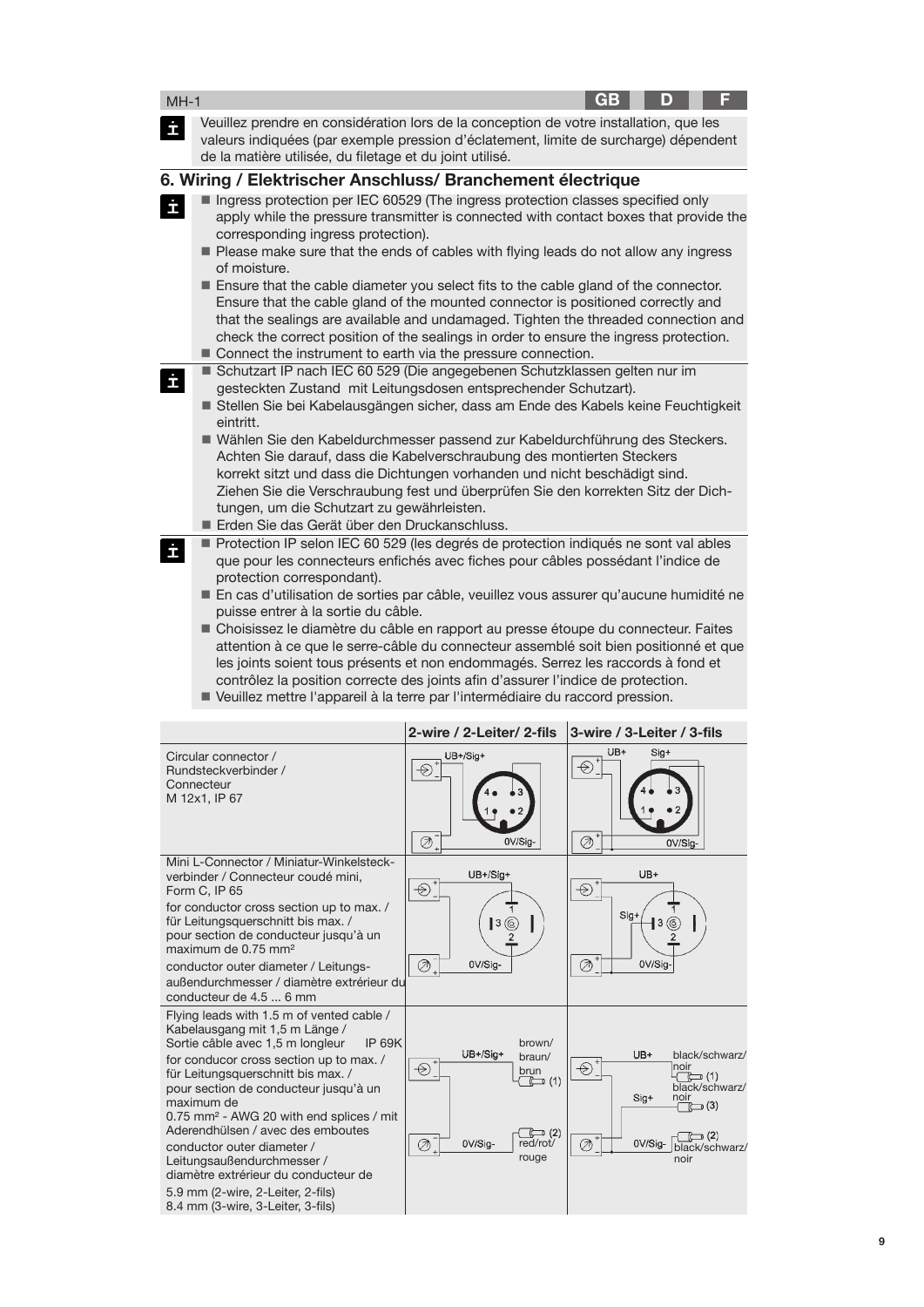Veuillez prendre en considération lors de la conception de votre installation, que les valeurs indiquées (par exemple pression d'éclatement, limite de surcharge) dépendent de la matière utilisée, du filetage et du joint utilisé.

## 6. Wiring / Elektrischer Anschluss/ Branchement électrique

- Ingress protection per IEC 60529 (The ingress protection classes specified only apply while the pressure transmitter is connected with contact boxes that provide the corresponding ingress protection).
- Please make sure that the ends of cables with flying leads do not allow any ingress of moisture.
- Ensure that the cable diameter you select fits to the cable gland of the connector. Ensure that the cable gland of the mounted connector is positioned correctly and that the sealings are available and undamaged. Tighten the threaded connection and check the correct position of the sealings in order to ensure the ingress protection.
- Connect the instrument to earth via the pressure connection.

- Schutzart IP nach IEC 60 529 (Die angegebenen Schutzklassen gelten nur im gesteckten Zustand mit Leitungsdosen entsprechender Schutzart).
- Stellen Sie bei Kabelausgängen sicher, dass am Ende des Kabels keine Feuchtigkeit eintritt.
- Wählen Sie den Kabeldurchmesser passend zur Kabeldurchführung des Steckers. Achten Sie darauf, dass die Kabelverschraubung des montierten Steckers korrekt sitzt und dass die Dichtungen vorhanden und nicht beschädigt sind. Ziehen Sie die Verschraubung fest und überprüfen Sie den korrekten Sitz der Dichtungen, um die Schutzart zu gewährleisten.
- Erden Sie das Gerät über den Druckanschluss.

- Protection IP selon IEC 60 529 (les degrés de protection indiqués ne sont val ables que pour les connecteurs enfichés avec fiches pour câbles possédant l'indice de protection correspondant).
- En cas d'utilisation de sorties par câble, veuillez vous assurer qu'aucune humidité ne puisse entrer à la sortie du câble.
- Choisissez le diamètre du câble en rapport au presse étoupe du connecteur. Faites attention à ce que le serre-câble du connecteur assemblé soit bien positionné et que les joints soient tous présents et non endommagés. Serrez les raccords à fond et contrôlez la position correcte des joints afin d'assurer l'indice de protection.
- Veuillez mettre l'appareil à la terre par l'intermédiaire du raccord pression.

| | 2-wire / 2-Leiter/ 2-fils | 3-wire / 3-Leiter / 3-fils |
|---|---|---|
| Circular connector / Rundsteckverbinder / Connecteur M 12x1, IP 67 | UB+/Sig+ ; 0V/Sig- (pins 1, 2, 3, 4) | UB+ ; Sig+ ; 0V/Sig- (pins 1, 2, 3, 4) |
| Mini L-Connector / Miniatur-Winkelsteckverbinder / Connecteur coudé mini, Form C, IP 65<br>for conductor cross section up to max. / für Leitungsquerschnitt bis max. / pour section de conducteur jusqu'à un maximum de 0.75 mm²<br>conductor outer diameter / Leitungsaußendurchmesser / diamètre extrérieur du conducteur de 4.5 ... 6 mm | UB+/Sig+ (1) ; 0V/Sig- (2) | UB+ (1) ; Sig+ (3) ; 0V/Sig- (2) |
| Flying leads with 1.5 m of vented cable / Kabelausgang mit 1,5 m Länge / Sortie câble avec 1,5 m longleur IP 69K<br>for conducor cross section up to max. / für Leitungsquerschnitt bis max. / pour section de conducteur jusqu'à un maximum de 0.75 mm² - AWG 20 with end splices / mit Aderendhülsen / avec des emboutes<br>conductor outer diameter / Leitungsaußendurchmesser / diamètre extrérieur du conducteur de<br>5.9 mm (2-wire, 2-Leiter, 2-fils)<br>8.4 mm (3-wire, 3-Leiter, 3-fils) | UB+/Sig+ brown/braun/brun (1) ; 0V/Sig- red/rot/rouge (2) | UB+ black/schwarz/noir (1) ; Sig+ black/schwarz/noir (3) ; 0V/Sig- black/schwarz/noir (2) |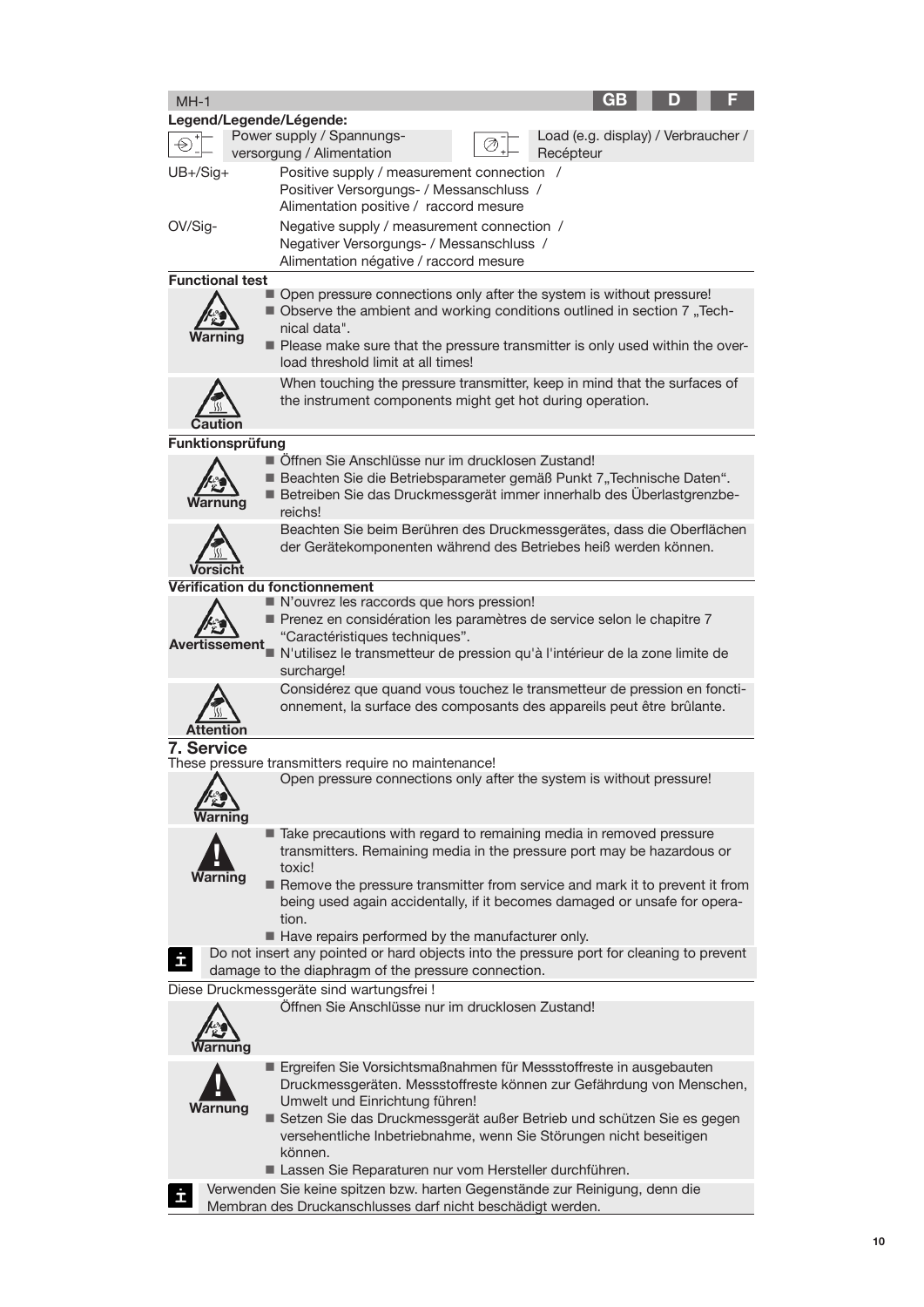**Legend/Legende/Légende:**

| Symbol | Description | Symbol | Description |
|---|---|---|---|
| Power supply | Power supply / Spannungs-versorgung / Alimentation | Load | Load (e.g. display) / Verbraucher / Recépteur |

| | |
|---|---|
| UB+/Sig+ | Positive supply / measurement connection / Positiver Versorgungs- / Messanschluss / Alimentation positive / raccord mesure |
| OV/Sig- | Negative supply / measurement connection / Negativer Versorgungs- / Messanschluss / Alimentation négative / raccord mesure |

**Functional test**

**Warning**

- Open pressure connections only after the system is without pressure!
- Observe the ambient and working conditions outlined in section 7 „Technical data".
- Please make sure that the pressure transmitter is only used within the overload threshold limit at all times!

**Caution**

When touching the pressure transmitter, keep in mind that the surfaces of the instrument components might get hot during operation.

**Funktionsprüfung**

**Warnung**

- Öffnen Sie Anschlüsse nur im drucklosen Zustand!
- Beachten Sie die Betriebsparameter gemäß Punkt 7„Technische Daten".
- Betreiben Sie das Druckmessgerät immer innerhalb des Überlastgrenzbereichs!

**Vorsicht**

Beachten Sie beim Berühren des Druckmessgerätes, dass die Oberflächen der Gerätekomponenten während des Betriebes heiß werden können.

**Vérification du fonctionnement**

**Avertissement**

- N'ouvrez les raccords que hors pression!
- Prenez en considération les paramètres de service selon le chapitre 7 "Caractéristiques techniques".
- N'utilisez le transmetteur de pression qu'à l'intérieur de la zone limite de surcharge!

**Attention**

Considérez que quand vous touchez le transmetteur de pression en fonctionnement, la surface des composants des appareils peut être brûlante.

## 7. Service

These pressure transmitters require no maintenance!

**Warning**

Open pressure connections only after the system is without pressure!

**Warning**

- Take precautions with regard to remaining media in removed pressure transmitters. Remaining media in the pressure port may be hazardous or toxic!
- Remove the pressure transmitter from service and mark it to prevent it from being used again accidentally, if it becomes damaged or unsafe for operation.
- Have repairs performed by the manufacturer only.

Do not insert any pointed or hard objects into the pressure port for cleaning to prevent damage to the diaphragm of the pressure connection.

Diese Druckmessgeräte sind wartungsfrei !

**Warnung**

Öffnen Sie Anschlüsse nur im drucklosen Zustand!

**Warnung**

- Ergreifen Sie Vorsichtsmaßnahmen für Messstoffreste in ausgebauten Druckmessgeräten. Messstoffreste können zur Gefährdung von Menschen, Umwelt und Einrichtung führen!
- Setzen Sie das Druckmessgerät außer Betrieb und schützen Sie es gegen versehentliche Inbetriebnahme, wenn Sie Störungen nicht beseitigen können.
- Lassen Sie Reparaturen nur vom Hersteller durchführen.

Verwenden Sie keine spitzen bzw. harten Gegenstände zur Reinigung, denn die Membran des Druckanschlusses darf nicht beschädigt werden.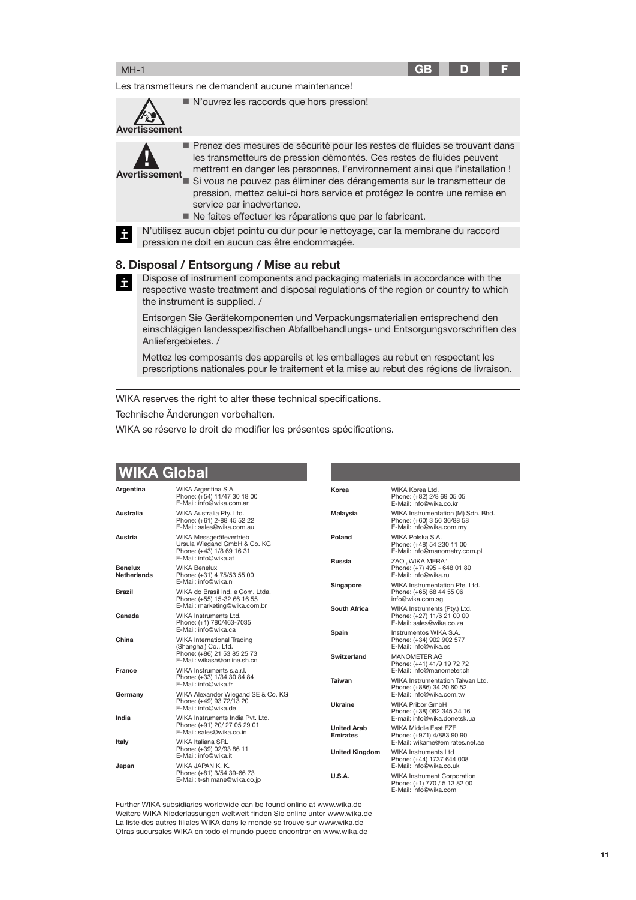Les transmetteurs ne demandent aucune maintenance!

**Avertissement**

- N'ouvrez les raccords que hors pression!

**Avertissement**

- Prenez des mesures de sécurité pour les restes de fluides se trouvant dans les transmetteurs de pression démontés. Ces restes de fluides peuvent mettrent en danger les personnes, l'environnement ainsi que l'installation !
- Si vous ne pouvez pas éliminer des dérangements sur le transmetteur de pression, mettez celui-ci hors service et protégez le contre une remise en service par inadvertance.
- Ne faites effectuer les réparations que par le fabricant.

N'utilisez aucun objet pointu ou dur pour le nettoyage, car la membrane du raccord pression ne doit en aucun cas être endommagée.

## 8. Disposal / Entsorgung / Mise au rebut

Dispose of instrument components and packaging materials in accordance with the respective waste treatment and disposal regulations of the region or country to which the instrument is supplied. /

Entsorgen Sie Gerätekomponenten und Verpackungsmaterialien entsprechend den einschlägigen landesspezifischen Abfallbehandlungs- und Entsorgungsvorschriften des Anliefergebietes. /

Mettez les composants des appareils et les emballages au rebut en respectant les prescriptions nationales pour le traitement et la mise au rebut des régions de livraison.

WIKA reserves the right to alter these technical specifications.

Technische Änderungen vorbehalten.

WIKA se réserve le droit de modifier les présentes spécifications.

## WIKA Global

| | |
|---|---|
| **Argentina** | WIKA Argentina S.A.<br>Phone: (+54) 11/47 30 18 00<br>E-Mail: info@wika.com.ar |
| **Australia** | WIKA Australia Pty. Ltd.<br>Phone: (+61) 2-88 45 52 22<br>E-Mail: sales@wika.com.au |
| **Austria** | WIKA Messgerätevertrieb<br>Ursula Wiegand GmbH & Co. KG<br>Phone: (+43) 1/8 69 16 31<br>E-Mail: info@wika.at |
| **Benelux Netherlands** | WIKA Benelux<br>Phone: (+31) 4 75/53 55 00<br>E-Mail: info@wika.nl |
| **Brazil** | WIKA do Brasil Ind. e Com. Ltda.<br>Phone: (+55) 15-32 66 16 55<br>E-Mail: marketing@wika.com.br |
| **Canada** | WIKA Instruments Ltd.<br>Phone: (+1) 780/463-7035<br>E-Mail: info@wika.ca |
| **China** | WIKA International Trading (Shanghai) Co., Ltd.<br>Phone: (+86) 21 53 85 25 73<br>E-Mail: wikash@online.sh.cn |
| **France** | WIKA Instruments s.a.r.l.<br>Phone: (+33) 1/34 30 84 84<br>E-Mail: info@wika.fr |
| **Germany** | WIKA Alexander Wiegand SE & Co. KG<br>Phone: (+49) 93 72/13 20<br>E-Mail: info@wika.de |
| **India** | WIKA Instruments India Pvt. Ltd.<br>Phone: (+91) 20/ 27 05 29 01<br>E-Mail: sales@wika.co.in |
| **Italy** | WIKA Italiana SRL<br>Phone: (+39) 02/93 86 11<br>E-Mail: info@wika.it |
| **Japan** | WIKA JAPAN K. K.<br>Phone: (+81) 3/54 39-66 73<br>E-Mail: t-shimane@wika.co.jp |
| **Korea** | WIKA Korea Ltd.<br>Phone: (+82) 2/8 69 05 05<br>E-Mail: info@wika.co.kr |
| **Malaysia** | WIKA Instrumentation (M) Sdn. Bhd.<br>Phone: (+60) 3 56 36/88 58<br>E-Mail: info@wika.com.my |
| **Poland** | WIKA Polska S.A.<br>Phone: (+48) 54 230 11 00<br>E-Mail: info@manometry.com.pl |
| **Russia** | ZAO „WIKA MERA"<br>Phone: (+7) 495 - 648 01 80<br>E-Mail: info@wika.ru |
| **Singapore** | WIKA Instrumentation Pte. Ltd.<br>Phone: (+65) 68 44 55 06<br>info@wika.com.sg |
| **South Africa** | WIKA Instruments (Pty.) Ltd.<br>Phone: (+27) 11/6 21 00 00<br>E-Mail: sales@wika.co.za |
| **Spain** | Instrumentos WIKA S.A.<br>Phone: (+34) 902 902 577<br>E-Mail: info@wika.es |
| **Switzerland** | MANOMETER AG<br>Phone: (+41) 41/9 19 72 72<br>E-Mail: info@manometer.ch |
| **Taiwan** | WIKA Instrumentation Taiwan Ltd.<br>Phone: (+886) 34 20 60 52<br>E-Mail: info@wika.com.tw |
| **Ukraine** | WIKA Pribor GmbH<br>Phone: (+38) 062 345 34 16<br>E-mail: info@wika.donetsk.ua |
| **United Arab Emirates** | WIKA Middle East FZE<br>Phone: (+971) 4/883 90 90<br>E-Mail: wikame@emirates.net.ae |
| **United Kingdom** | WIKA Instruments Ltd<br>Phone: (+44) 1737 644 008<br>E-Mail: info@wika.co.uk |
| **U.S.A.** | WIKA Instrument Corporation<br>Phone: (+1) 770 / 5 13 82 00<br>E-Mail: info@wika.com |

Further WIKA subsidiaries worldwide can be found online at www.wika.de
Weitere WIKA Niederlassungen weltweit finden Sie online unter www.wika.de
La liste des autres filiales WIKA dans le monde se trouve sur www.wika.de
Otras sucursales WIKA en todo el mundo puede encontrar en www.wika.de